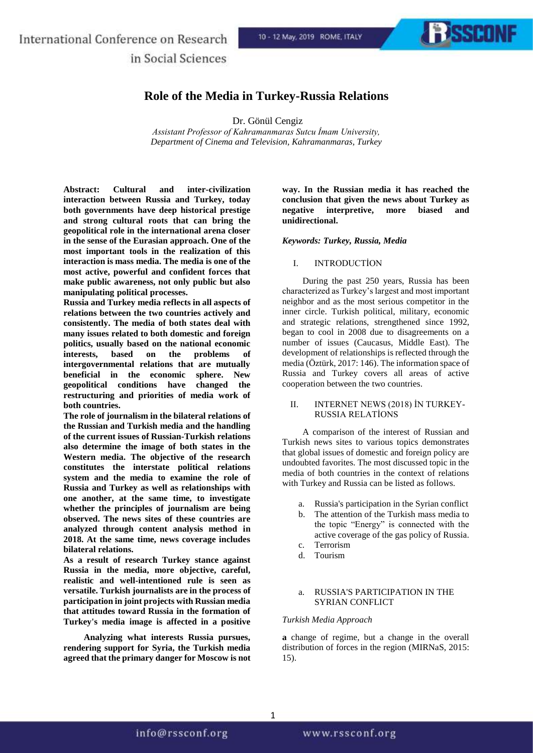# Role of the Media in Turkey-Russia Relations

Dr. Gönül Cengiz

*Assistant Professor of Kahramanmaras Sutcu İmam University, Department of Cinema and Television, Kahramanmaras, Turkey*

**Abstract: Cultural and inter-civilization interaction between Russia and Turkey, today both governments have deep historical prestige and strong cultural roots that can bring the geopolitical role in the international arena closer in the sense of the Eurasian approach. One of the most important tools in the realization of this interaction is mass media. The media is one of the most active, powerful and confident forces that make public awareness, not only public but also manipulating political processes.**

**Russia and Turkey media reflects in all aspects of relations between the two countries actively and consistently. The media of both states deal with many issues related to both domestic and foreign politics, usually based on the national economic interests, based on the problems of intergovernmental relations that are mutually beneficial in the economic sphere. New geopolitical conditions have changed the restructuring and priorities of media work of both countries.**

**The role of journalism in the bilateral relations of the Russian and Turkish media and the handling of the current issues of Russian-Turkish relations also determine the image of both states in the Western media. The objective of the research constitutes the interstate political relations system and the media to examine the role of Russia and Turkey as well as relationships with one another, at the same time, to investigate whether the principles of journalism are being observed. The news sites of these countries are analyzed through content analysis method in 2018. At the same time, news coverage includes bilateral relations.**

**As a result of research Turkey stance against Russia in the media, more objective, careful, realistic and well-intentioned rule is seen as versatile. Turkish journalists are in the process of participation in joint projects with Russian media that attitudes toward Russia in the formation of Turkey's media image is affected in a positive way. In the Russian media it has reached the conclusion that given the news about Turkey as negative interpretive, more biased and unidirectional.**

***Keywords: Turkey, Russia, Media***

## I. INTRODUCTİON

During the past 250 years, Russia has been characterized as Turkey's largest and most important neighbor and as the most serious competitor in the inner circle. Turkish political, military, economic and strategic relations, strengthened since 1992, began to cool in 2008 due to disagreements on a number of issues (Caucasus, Middle East). The development of relationships is reflected through the media (Öztürk, 2017: 146). The information space of Russia and Turkey covers all areas of active cooperation between the two countries.

## II. INTERNET NEWS (2018) İN TURKEY-RUSSIA RELATİONS

A comparison of the interest of Russian and Turkish news sites to various topics demonstrates that global issues of domestic and foreign policy are undoubted favorites. The most discussed topic in the media of both countries in the context of relations with Turkey and Russia can be listed as follows.

a. Russia's participation in the Syrian conflict
b. The attention of the Turkish mass media to the topic "Energy" is connected with the active coverage of the gas policy of Russia.
c. Terrorism
d. Tourism

### a. RUSSIA'S PARTICIPATION IN THE SYRIAN CONFLICT

*Turkish Media Approach*

**Analyzing what interests Russia pursues, rendering support for Syria, the Turkish media agreed that the primary danger for Moscow is not a** change of regime, but a change in the overall distribution of forces in the region (MIRNaS, 2015: 15).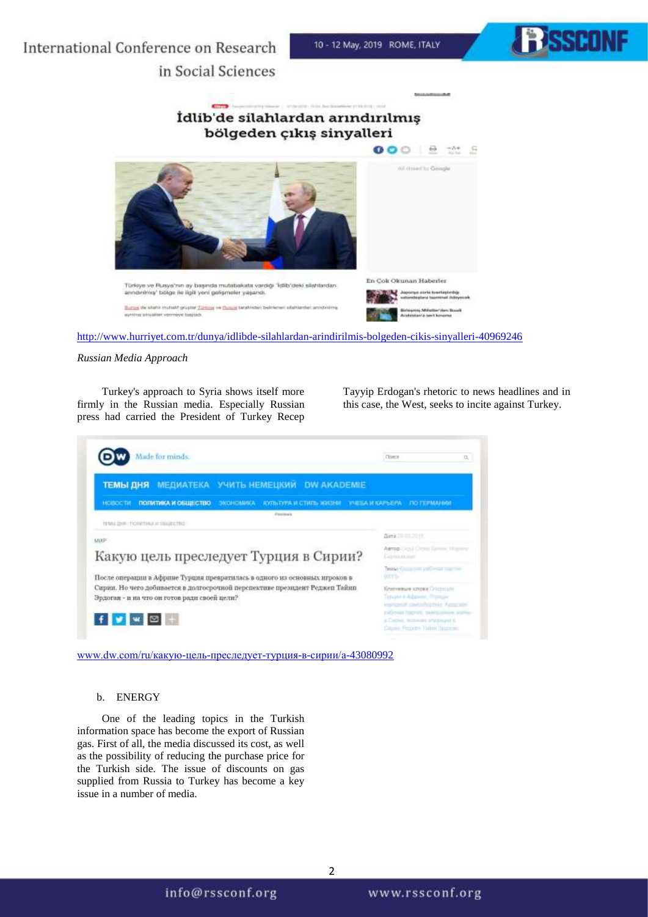http://www.hurriyet.com.tr/dunya/idlibde-silahlardan-arindirilmis-bolgeden-cikis-sinyalleri-40969246

*Russian Media Approach*

Turkey's approach to Syria shows itself more firmly in the Russian media. Especially Russian press had carried the President of Turkey Recep Tayyip Erdogan's rhetoric to news headlines and in this case, the West, seeks to incite against Turkey.

www.dw.com/ru/какую-цель-преследует-турция-в-сирии/a-43080992

b. ENERGY

One of the leading topics in the Turkish information space has become the export of Russian gas. First of all, the media discussed its cost, as well as the possibility of reducing the purchase price for the Turkish side. The issue of discounts on gas supplied from Russia to Turkey has become a key issue in a number of media.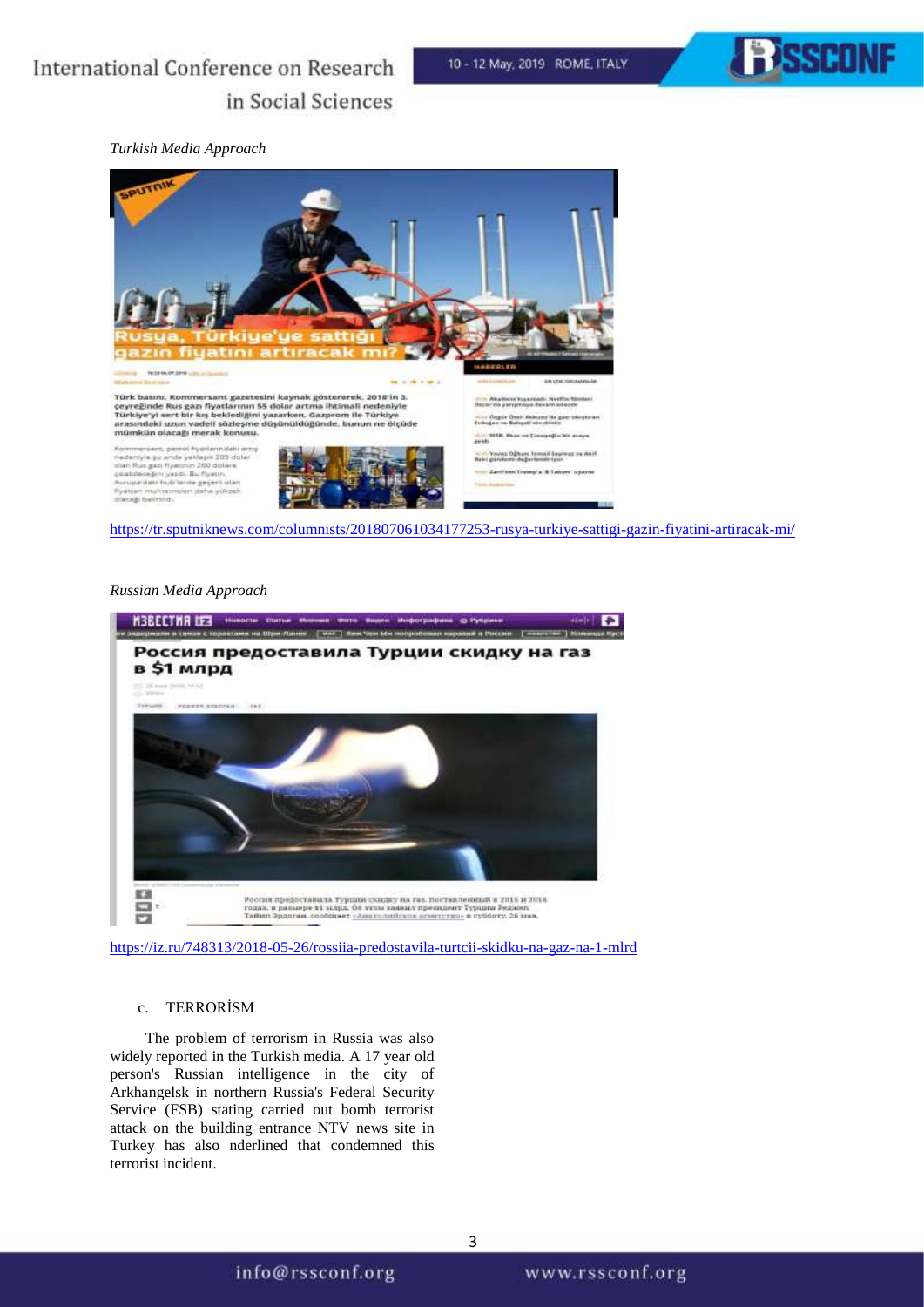*Turkish Media Approach*

https://tr.sputniknews.com/columnists/201807061034177253-rusya-turkiye-sattigi-gazin-fiyatini-artiracak-mi/

*Russian Media Approach*

https://iz.ru/748313/2018-05-26/rossiia-predostavila-turtcii-skidku-na-gaz-na-1-mlrd

c. TERRORİSM

The problem of terrorism in Russia was also widely reported in the Turkish media. A 17 year old person's Russian intelligence in the city of Arkhangelsk in northern Russia's Federal Security Service (FSB) stating carried out bomb terrorist attack on the building entrance NTV news site in Turkey has also nderlined that condemned this terrorist incident.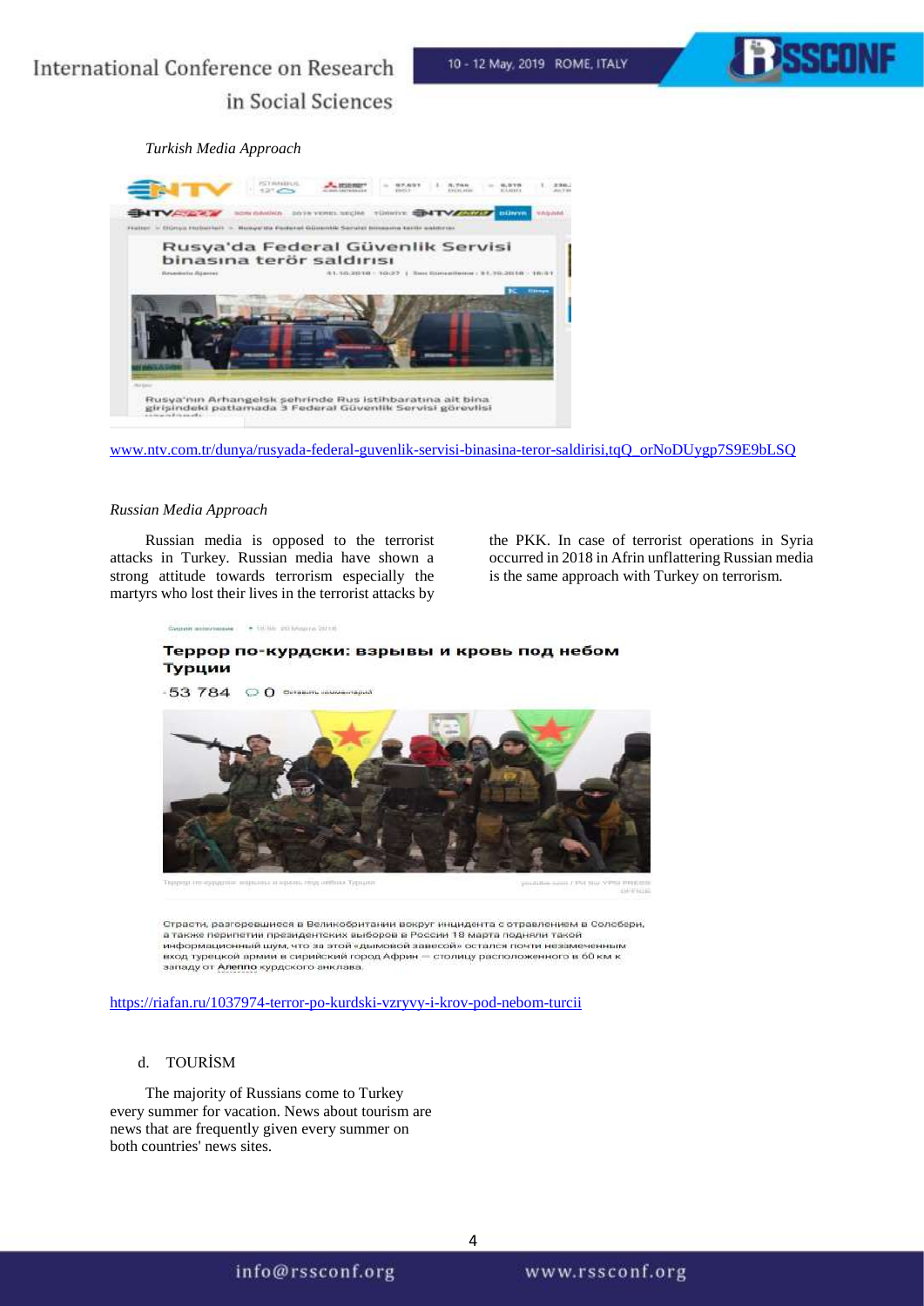*Turkish Media Approach*

www.ntv.com.tr/dunya/rusyada-federal-guvenlik-servisi-binasina-teror-saldirisi,tqQ_orNoDUygp7S9E9bLSQ

*Russian Media Approach*

Russian media is opposed to the terrorist attacks in Turkey. Russian media have shown a strong attitude towards terrorism especially the martyrs who lost their lives in the terrorist attacks by the PKK. In case of terrorist operations in Syria occurred in 2018 in Afrin unflattering Russian media is the same approach with Turkey on terrorism.

https://riafan.ru/1037974-terror-po-kurdski-vzryvy-i-krov-pod-nebom-turcii

d. TOURİSM

The majority of Russians come to Turkey every summer for vacation. News about tourism are news that are frequently given every summer on both countries' news sites.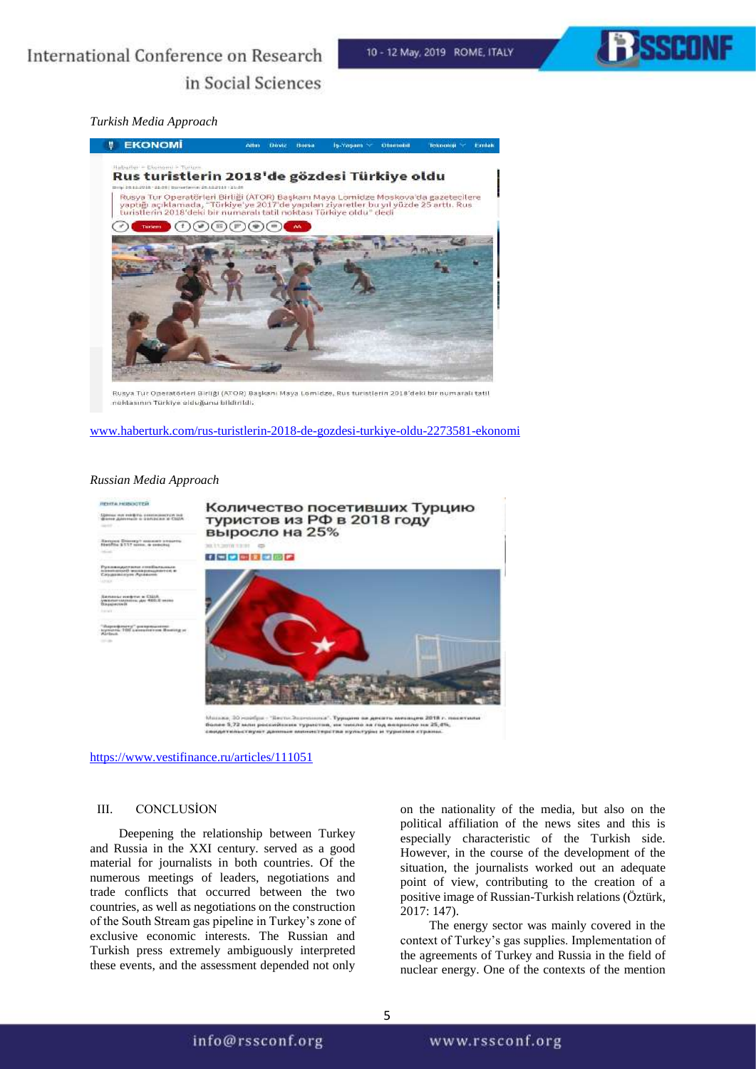*Turkish Media Approach*

www.haberturk.com/rus-turistlerin-2018-de-gozdesi-turkiye-oldu-2273581-ekonomi

*Russian Media Approach*

https://www.vestifinance.ru/articles/111051

## III. CONCLUSİON

Deepening the relationship between Turkey and Russia in the XXI century. served as a good material for journalists in both countries. Of the numerous meetings of leaders, negotiations and trade conflicts that occurred between the two countries, as well as negotiations on the construction of the South Stream gas pipeline in Turkey's zone of exclusive economic interests. The Russian and Turkish press extremely ambiguously interpreted these events, and the assessment depended not only on the nationality of the media, but also on the political affiliation of the news sites and this is especially characteristic of the Turkish side. However, in the course of the development of the situation, the journalists worked out an adequate point of view, contributing to the creation of a positive image of Russian-Turkish relations (Öztürk, 2017: 147).

The energy sector was mainly covered in the context of Turkey's gas supplies. Implementation of the agreements of Turkey and Russia in the field of nuclear energy. One of the contexts of the mention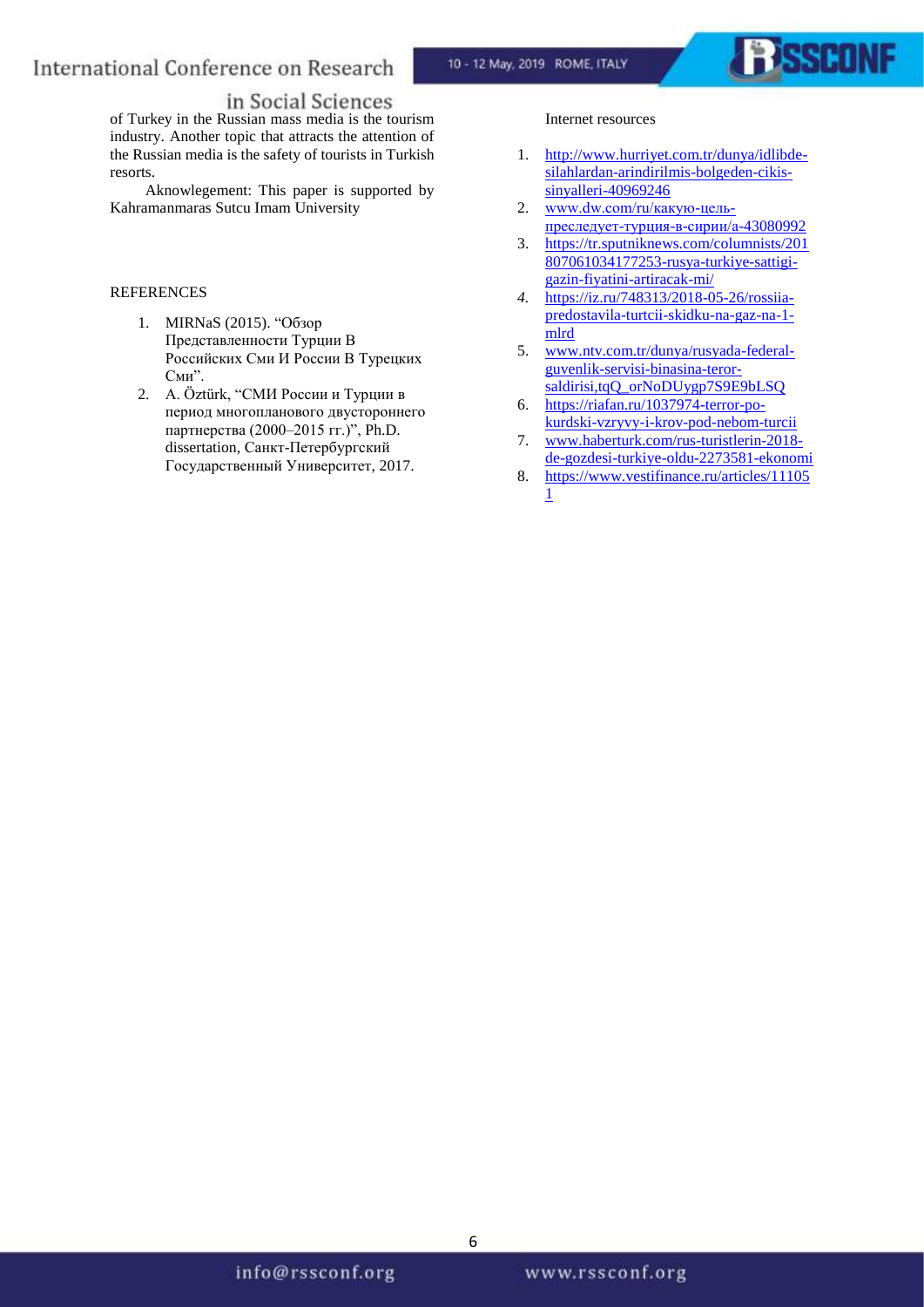of Turkey in the Russian mass media is the tourism industry. Another topic that attracts the attention of the Russian media is the safety of tourists in Turkish resorts.

Aknowlegement: This paper is supported by Kahramanmaras Sutcu Imam University

REFERENCES

1. MIRNaS (2015). "Обзор Представленности Турции В Российских Сми И России В Турецких Сми".
2. A. Öztürk, "СМИ России и Турции в период многопланового двустороннего партнерства (2000–2015 гг.)", Ph.D. dissertation, Санкт-Петербургский Государственный Университет, 2017.

Internet resources

1. http://www.hurriyet.com.tr/dunya/idlibde-silahlardan-arindirilmis-bolgeden-cikis-sinyalleri-40969246
2. www.dw.com/ru/какую-цель-преследует-турция-в-сирии/a-43080992
3. https://tr.sputniknews.com/columnists/201807061034177253-rusya-turkiye-sattigi-gazin-fiyatini-artiracak-mi/
4. https://iz.ru/748313/2018-05-26/rossiia-predostavila-turtcii-skidku-na-gaz-na-1-mlrd
5. www.ntv.com.tr/dunya/rusyada-federal-guvenlik-servisi-binasina-teror-saldirisi,tqQ_orNoDUygp7S9E9bLSQ
6. https://riafan.ru/1037974-terror-po-kurdski-vzryvy-i-krov-pod-nebom-turcii
7. www.haberturk.com/rus-turistlerin-2018-de-gozdesi-turkiye-oldu-2273581-ekonomi
8. https://www.vestifinance.ru/articles/111051